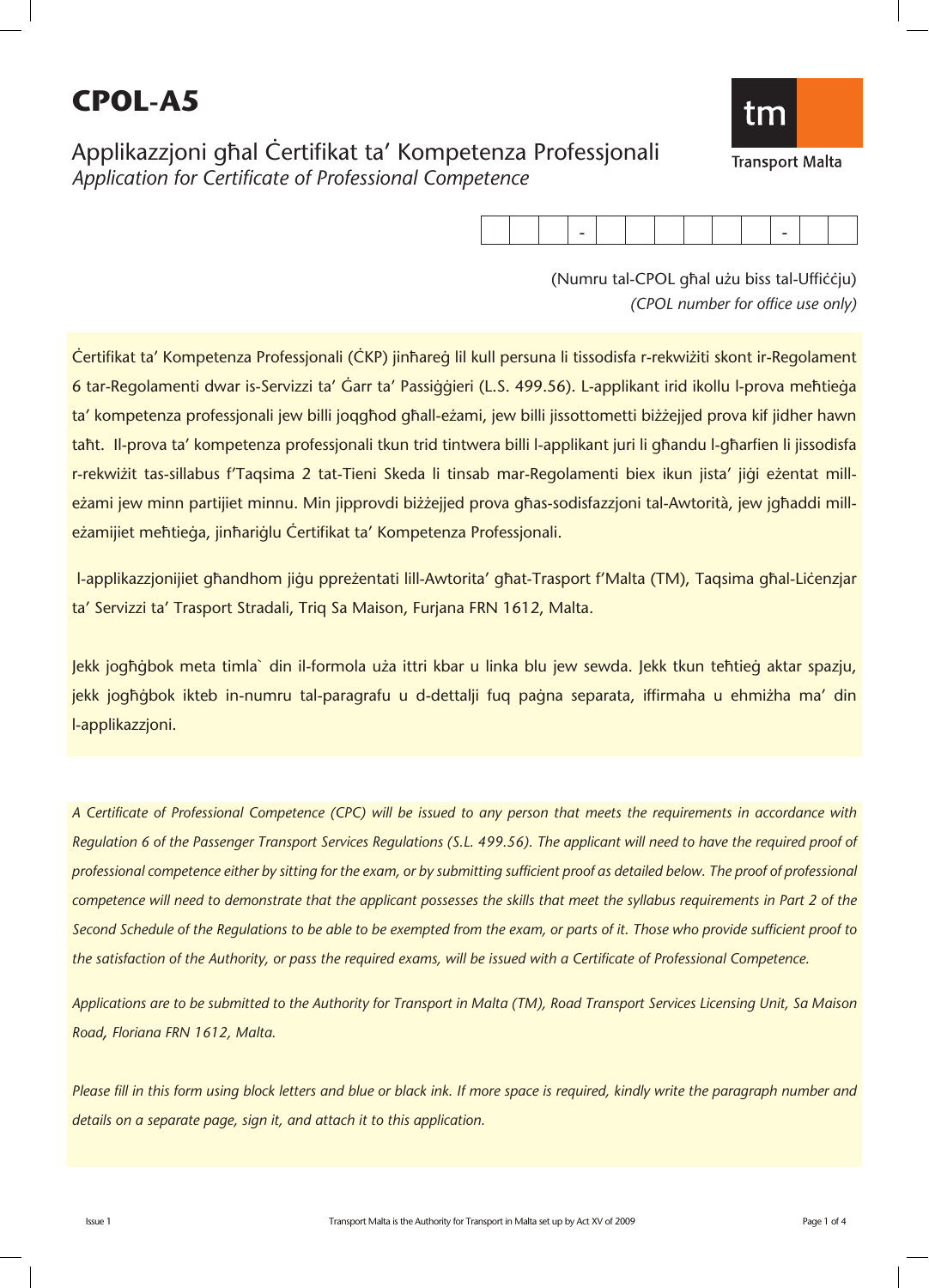# CPOL-A5

## Applikazzjoni għal Ċertifikat ta' Kompetenza Professjonali

*Application for Certificate of Professional Competence*

Transport Malta

| | | | - | | | | | | | - | | |
|---|---|---|---|---|---|---|---|---|---|---|---|---|

(Numru tal-CPOL għal użu biss tal-Uffiċċju)

*(CPOL number for office use only)*

Ċertifikat ta' Kompetenza Professjonali (ĊKP) jinħareġ lil kull persuna li tissodisfa r-rekwiżiti skont ir-Regolament 6 tar-Regolamenti dwar is-Servizzi ta' Ġarr ta' Passiġġieri (L.S. 499.56). L-applikant irid ikollu l-prova meħtieġa ta' kompetenza professjonali jew billi joqgħod għall-eżami, jew billi jissottometti biżżejjed prova kif jidher hawn taħt. Il-prova ta' kompetenza professjonali tkun trid tintwera billi l-applikant juri li għandu l-għarfien li jissodisfa r-rekwiżit tas-sillabus f'Taqsima 2 tat-Tieni Skeda li tinsab mar-Regolamenti biex ikun jista' jiġi eżentat mill-eżami jew minn partijiet minnu. Min jipprovdi biżżejjed prova għas-sodisfazzjoni tal-Awtorità, jew jgħaddi mill-eżamijiet meħtieġa, jinħariġlu Ċertifikat ta' Kompetenza Professjonali.

l-applikazzjonijiet għandhom jiġu ppreżentati lill-Awtorita' għat-Trasport f'Malta (TM), Taqsima għal-Liċenzjar ta' Servizzi ta' Trasport Stradali, Triq Sa Maison, Furjana FRN 1612, Malta.

Jekk jogħġbok meta timla` din il-formola uża ittri kbar u linka blu jew sewda. Jekk tkun teħtieġ aktar spazju, jekk jogħġbok ikteb in-numru tal-paragrafu u d-dettalji fuq paġna separata, iffirmaha u ehmiżha ma' din l-applikazzjoni.

*A Certificate of Professional Competence (CPC) will be issued to any person that meets the requirements in accordance with Regulation 6 of the Passenger Transport Services Regulations (S.L. 499.56). The applicant will need to have the required proof of professional competence either by sitting for the exam, or by submitting sufficient proof as detailed below. The proof of professional competence will need to demonstrate that the applicant possesses the skills that meet the syllabus requirements in Part 2 of the Second Schedule of the Regulations to be able to be exempted from the exam, or parts of it. Those who provide sufficient proof to the satisfaction of the Authority, or pass the required exams, will be issued with a Certificate of Professional Competence.*

*Applications are to be submitted to the Authority for Transport in Malta (TM), Road Transport Services Licensing Unit, Sa Maison Road, Floriana FRN 1612, Malta.*

*Please fill in this form using block letters and blue or black ink. If more space is required, kindly write the paragraph number and details on a separate page, sign it, and attach it to this application.*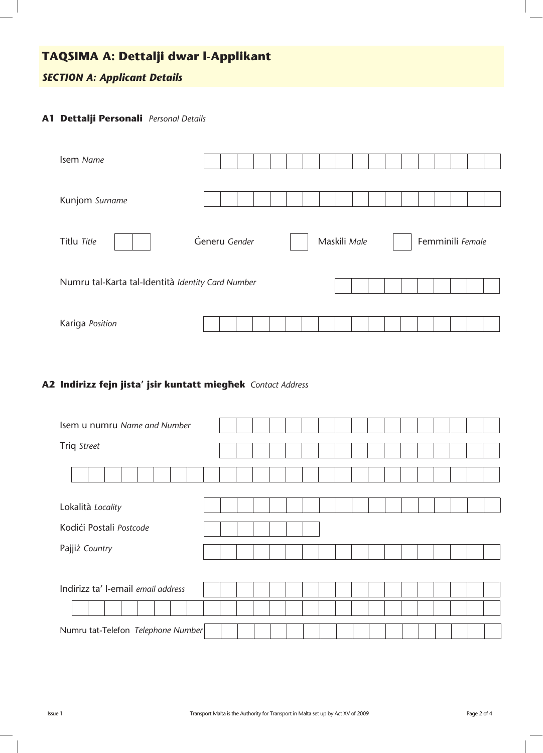## TAQSIMA A: Dettalji dwar l-Applikant

### *SECTION A: Applicant Details*

### A1 Dettalji Personali *Personal Details*

Isem *Name*

Kunjom *Surname*

Titlu *Title*

Ġeneru *Gender*

Maskili *Male*

Femminili *Female*

Numru tal-Karta tal-Identità *Identity Card Number*

Kariga *Position*

### A2 Indirizz fejn jista' jsir kuntatt miegħek *Contact Address*

Isem u numru *Name and Number*

Triq *Street*

Lokalità *Locality*

Kodiċi Postali *Postcode*

Pajjiż *Country*

Indirizz ta' l-email *email address*

Numru tat-Telefon *Telephone Number*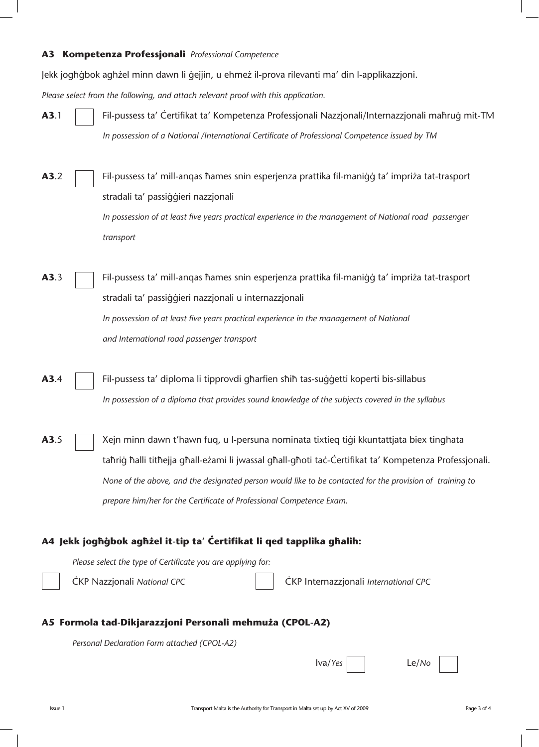### A3 Kompetenza Professjonali *Professional Competence*

Jekk jogħġbok agħżel minn dawn li ġejjin, u ehmeż il-prova rilevanti ma' din l-applikazzjoni.

*Please select from the following, and attach relevant proof with this application.*

**A3**.1 ☐ Fil-pussess ta' Ċertifikat ta' Kompetenza Professjonali Nazzjonali/Internazzjonali maħruġ mit-TM
*In possession of a National /International Certificate of Professional Competence issued by TM*

**A3**.2 ☐ Fil-pussess ta' mill-anqas ħames snin esperjenza prattika fil-maniġġ ta' impriża tat-trasport stradali ta' passiġġieri nazzjonali
*In possession of at least five years practical experience in the management of National road passenger transport*

**A3**.3 ☐ Fil-pussess ta' mill-anqas ħames snin esperjenza prattika fil-maniġġ ta' impriża tat-trasport stradali ta' passiġġieri nazzjonali u internazzjonali
*In possession of at least five years practical experience in the management of National and International road passenger transport*

**A3**.4 ☐ Fil-pussess ta' diploma li tipprovdi għarfien sħiħ tas-suġġetti koperti bis-sillabus
*In possession of a diploma that provides sound knowledge of the subjects covered in the syllabus*

**A3**.5 ☐ Xejn minn dawn t'hawn fuq, u l-persuna nominata tixtieq tiġi kkuntattjata biex tingħata taħriġ ħalli titħejja għall-eżami li jwassal għall-għoti taċ-Ċertifikat ta' Kompetenza Professjonali.
*None of the above, and the designated person would like to be contacted for the provision of training to prepare him/her for the Certificate of Professional Competence Exam.*

### A4 Jekk jogħġbok agħżel it-tip ta' Ċertifikat li qed tapplika għalih:

*Please select the type of Certificate you are applying for:*

☐ ĊKP Nazzjonali *National CPC* ☐ ĊKP Internazzjonali *International CPC*

### A5 Formola tad-Dikjarazzjoni Personali mehmuża (CPOL-A2)

*Personal Declaration Form attached (CPOL-A2)*

Iva/*Yes* ☐ Le/*No* ☐

Issue 1

Transport Malta is the Authority for Transport in Malta set up by Act XV of 2009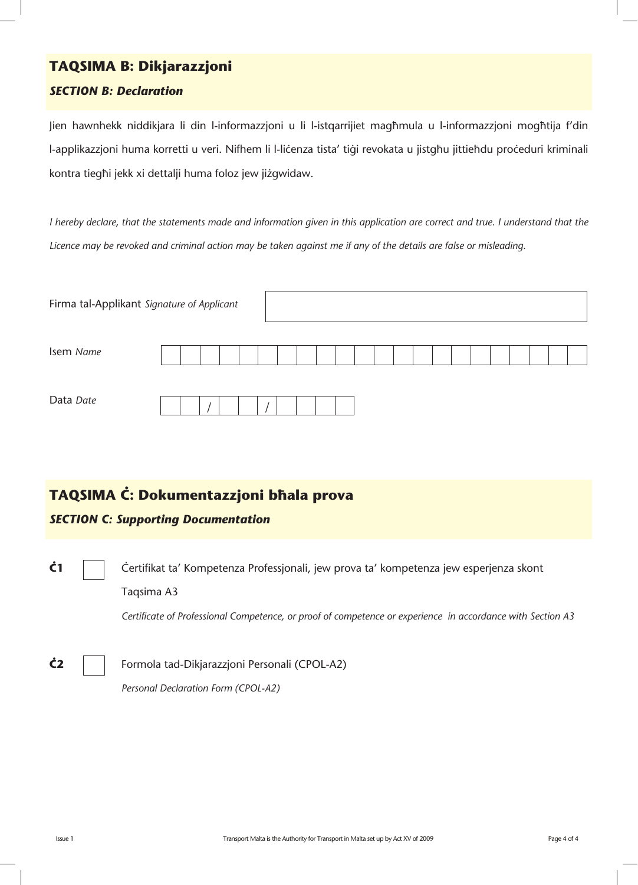## TAQSIMA B: Dikjarazzjoni

***SECTION B: Declaration***

Jien hawnhekk niddikjara li din l-informazzjoni u li l-istqarrijiet magħmula u l-informazzjoni mogħtija f'din l-applikazzjoni huma korretti u veri. Nifhem li l-liċenza tista' tiġi revokata u jistgħu jittieħdu proċeduri kriminali kontra tiegħi jekk xi dettalji huma foloz jew iżgwidaw.

*I hereby declare, that the statements made and information given in this application are correct and true. I understand that the Licence may be revoked and criminal action may be taken against me if any of the details are false or misleading.*

Firma tal-Applikant *Signature of Applicant*

Isem *Name*

Data *Date* &nbsp;&nbsp;&nbsp; / &nbsp;&nbsp; /

## TAQSIMA Ċ: Dokumentazzjoni bħala prova

***SECTION C: Supporting Documentation***

**Ċ1** ☐ Ċertifikat ta' Kompetenza Professjonali, jew prova ta' kompetenza jew esperjenza skont Taqsima A3

*Certificate of Professional Competence, or proof of competence or experience in accordance with Section A3*

**Ċ2** ☐ Formola tad-Dikjarazzjoni Personali (CPOL-A2)

*Personal Declaration Form (CPOL-A2)*